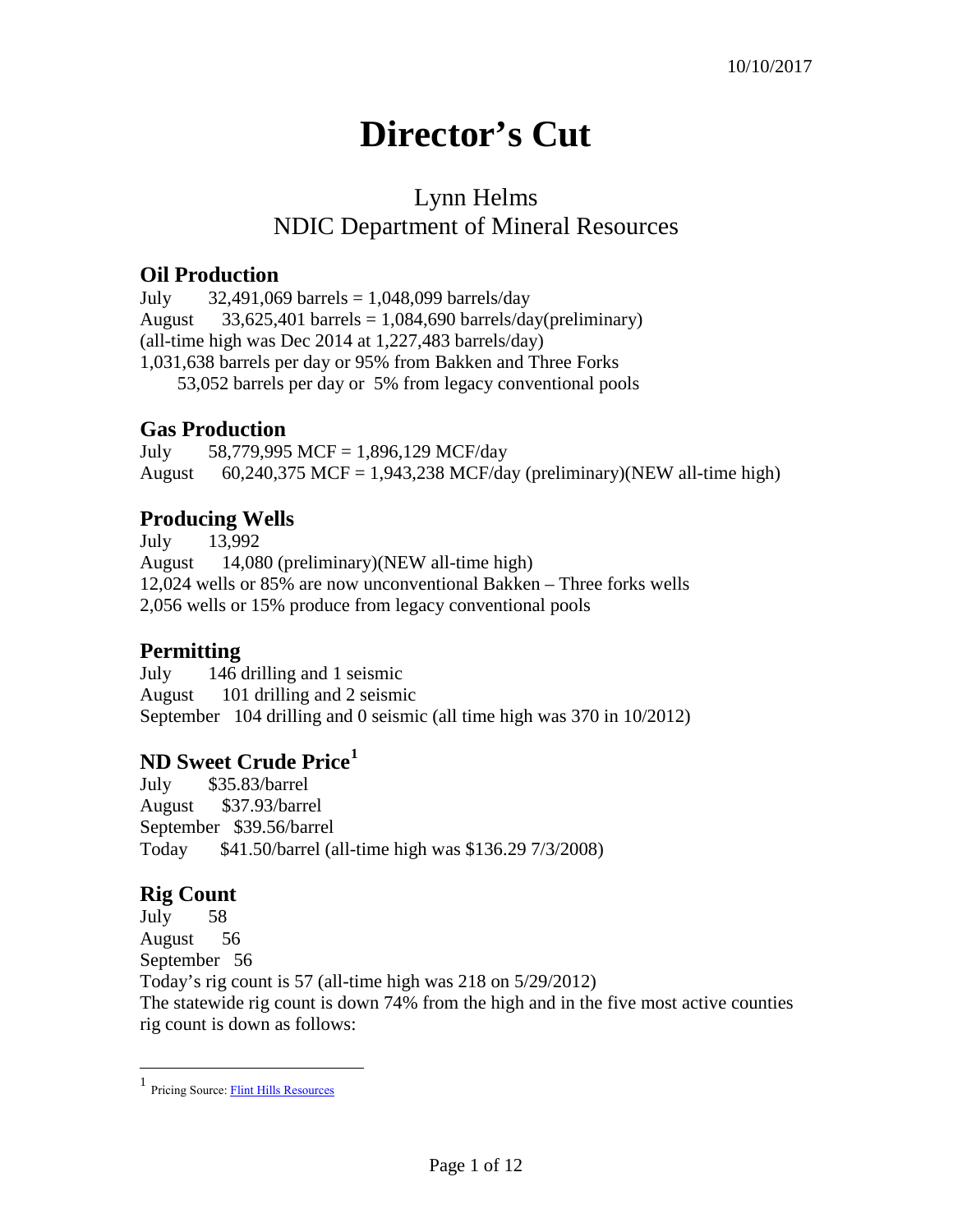10/10/2017

# Director's Cut

Lynn Helms
NDIC Department of Mineral Resources

## Oil Production

July 32,491,069 barrels = 1,048,099 barrels/day
August 33,625,401 barrels = 1,084,690 barrels/day(preliminary)
(all-time high was Dec 2014 at 1,227,483 barrels/day)
1,031,638 barrels per day or 95% from Bakken and Three Forks
53,052 barrels per day or 5% from legacy conventional pools

## Gas Production

July 58,779,995 MCF = 1,896,129 MCF/day
August 60,240,375 MCF = 1,943,238 MCF/day (preliminary)(NEW all-time high)

## Producing Wells

July 13,992
August 14,080 (preliminary)(NEW all-time high)
12,024 wells or 85% are now unconventional Bakken – Three forks wells
2,056 wells or 15% produce from legacy conventional pools

## Permitting

July 146 drilling and 1 seismic
August 101 drilling and 2 seismic
September 104 drilling and 0 seismic (all time high was 370 in 10/2012)

## ND Sweet Crude Price[1]

July $35.83/barrel
August $37.93/barrel
September $39.56/barrel
Today $41.50/barrel (all-time high was $136.29 7/3/2008)

## Rig Count

July 58
August 56
September 56
Today's rig count is 57 (all-time high was 218 on 5/29/2012)
The statewide rig count is down 74% from the high and in the five most active counties rig count is down as follows:

[1] Pricing Source: Flint Hills Resources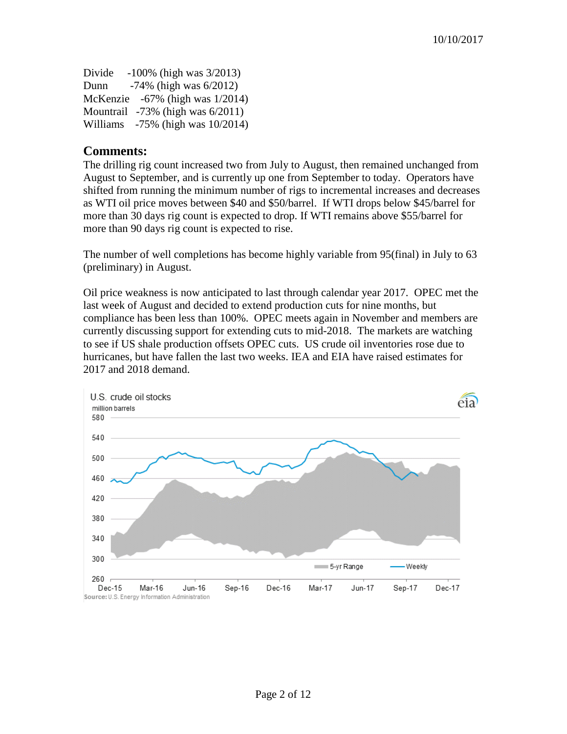Divide -100% (high was 3/2013)
Dunn -74% (high was 6/2012)
McKenzie -67% (high was 1/2014)
Mountrail -73% (high was 6/2011)
Williams -75% (high was 10/2014)

## Comments:

The drilling rig count increased two from July to August, then remained unchanged from August to September, and is currently up one from September to today. Operators have shifted from running the minimum number of rigs to incremental increases and decreases as WTI oil price moves between $40 and $50/barrel. If WTI drops below $45/barrel for more than 30 days rig count is expected to drop. If WTI remains above $55/barrel for more than 90 days rig count is expected to rise.

The number of well completions has become highly variable from 95(final) in July to 63 (preliminary) in August.

Oil price weakness is now anticipated to last through calendar year 2017. OPEC met the last week of August and decided to extend production cuts for nine months, but compliance has been less than 100%. OPEC meets again in November and members are currently discussing support for extending cuts to mid-2018. The markets are watching to see if US shale production offsets OPEC cuts. US crude oil inventories rose due to hurricanes, but have fallen the last two weeks. IEA and EIA have raised estimates for 2017 and 2018 demand.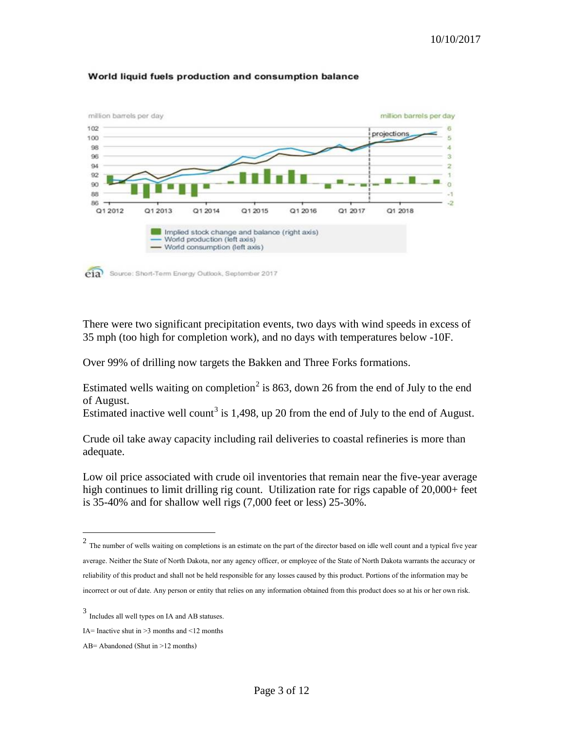World liquid fuels production and consumption balance

There were two significant precipitation events, two days with wind speeds in excess of 35 mph (too high for completion work), and no days with temperatures below -10F.

Over 99% of drilling now targets the Bakken and Three Forks formations.

Estimated wells waiting on completion[2] is 863, down 26 from the end of July to the end of August.
Estimated inactive well count[3] is 1,498, up 20 from the end of July to the end of August.

Crude oil take away capacity including rail deliveries to coastal refineries is more than adequate.

Low oil price associated with crude oil inventories that remain near the five-year average high continues to limit drilling rig count. Utilization rate for rigs capable of 20,000+ feet is 35-40% and for shallow well rigs (7,000 feet or less) 25-30%.

---

[2] The number of wells waiting on completions is an estimate on the part of the director based on idle well count and a typical five year average. Neither the State of North Dakota, nor any agency officer, or employee of the State of North Dakota warrants the accuracy or reliability of this product and shall not be held responsible for any losses caused by this product. Portions of the information may be incorrect or out of date. Any person or entity that relies on any information obtained from this product does so at his or her own risk.

[3] Includes all well types on IA and AB statuses.
IA= Inactive shut in >3 months and <12 months
AB= Abandoned (Shut in >12 months)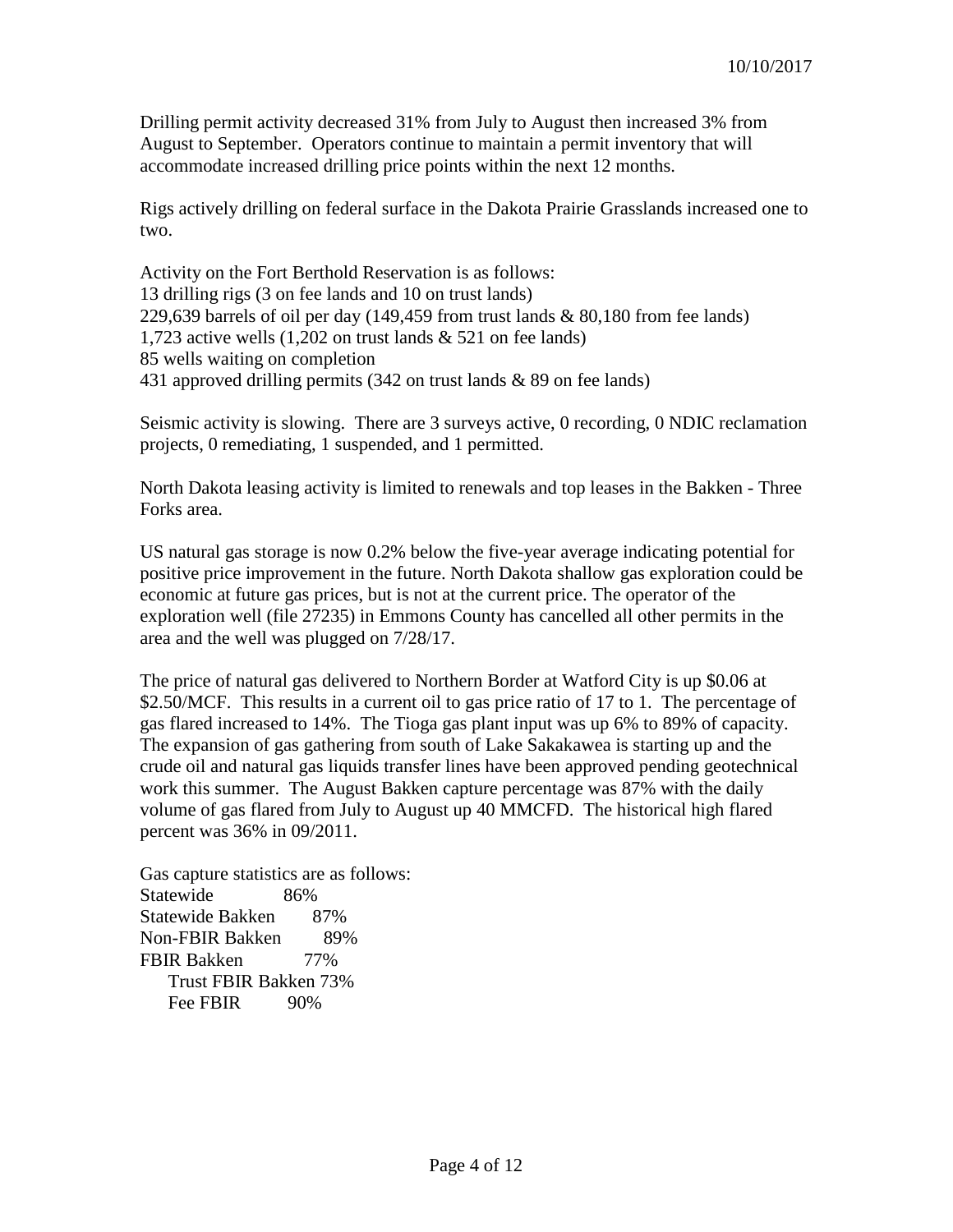10/10/2017

Drilling permit activity decreased 31% from July to August then increased 3% from August to September. Operators continue to maintain a permit inventory that will accommodate increased drilling price points within the next 12 months.

Rigs actively drilling on federal surface in the Dakota Prairie Grasslands increased one to two.

Activity on the Fort Berthold Reservation is as follows:
13 drilling rigs (3 on fee lands and 10 on trust lands)
229,639 barrels of oil per day (149,459 from trust lands & 80,180 from fee lands)
1,723 active wells (1,202 on trust lands & 521 on fee lands)
85 wells waiting on completion
431 approved drilling permits (342 on trust lands & 89 on fee lands)

Seismic activity is slowing. There are 3 surveys active, 0 recording, 0 NDIC reclamation projects, 0 remediating, 1 suspended, and 1 permitted.

North Dakota leasing activity is limited to renewals and top leases in the Bakken - Three Forks area.

US natural gas storage is now 0.2% below the five-year average indicating potential for positive price improvement in the future. North Dakota shallow gas exploration could be economic at future gas prices, but is not at the current price. The operator of the exploration well (file 27235) in Emmons County has cancelled all other permits in the area and the well was plugged on 7/28/17.

The price of natural gas delivered to Northern Border at Watford City is up $0.06 at $2.50/MCF. This results in a current oil to gas price ratio of 17 to 1. The percentage of gas flared increased to 14%. The Tioga gas plant input was up 6% to 89% of capacity. The expansion of gas gathering from south of Lake Sakakawea is starting up and the crude oil and natural gas liquids transfer lines have been approved pending geotechnical work this summer. The August Bakken capture percentage was 87% with the daily volume of gas flared from July to August up 40 MMCFD. The historical high flared percent was 36% in 09/2011.

Gas capture statistics are as follows:

| | |
|---|---|
| Statewide | 86% |
| Statewide Bakken | 87% |
| Non-FBIR Bakken | 89% |
| FBIR Bakken | 77% |
| Trust FBIR Bakken | 73% |
| Fee FBIR | 90% |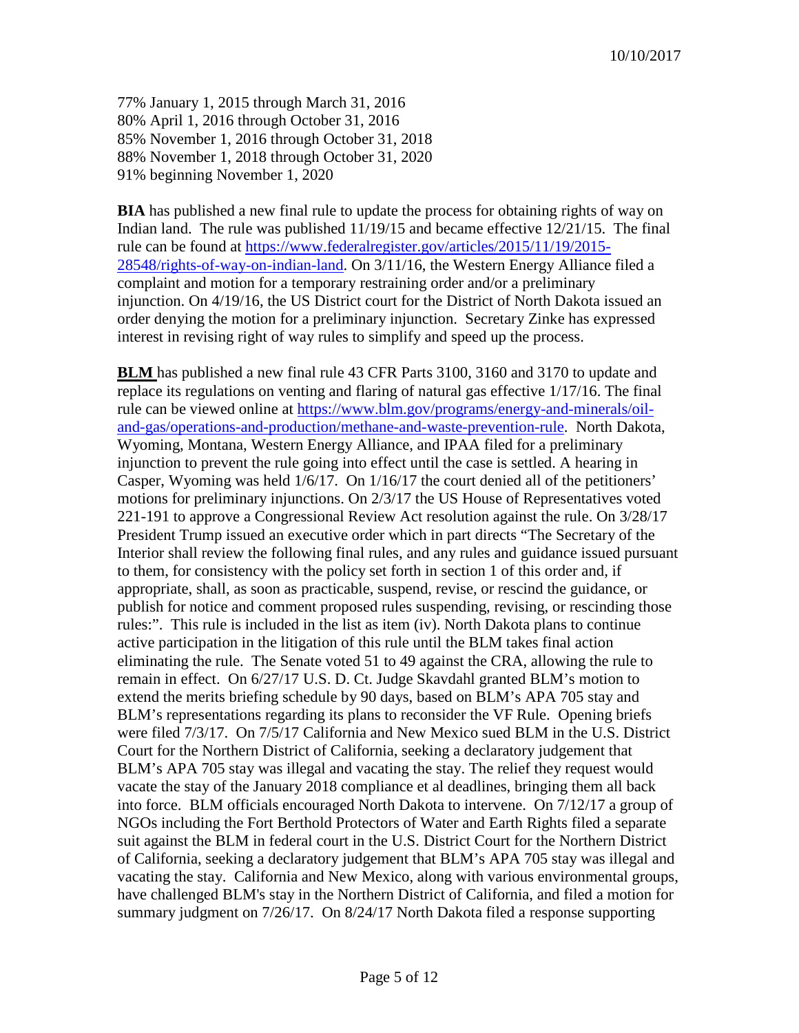77% January 1, 2015 through March 31, 2016
80% April 1, 2016 through October 31, 2016
85% November 1, 2016 through October 31, 2018
88% November 1, 2018 through October 31, 2020
91% beginning November 1, 2020

**BIA** has published a new final rule to update the process for obtaining rights of way on Indian land. The rule was published 11/19/15 and became effective 12/21/15. The final rule can be found at [https://www.federalregister.gov/articles/2015/11/19/2015-28548/rights-of-way-on-indian-land](https://www.federalregister.gov/articles/2015/11/19/2015-28548/rights-of-way-on-indian-land). On 3/11/16, the Western Energy Alliance filed a complaint and motion for a temporary restraining order and/or a preliminary injunction. On 4/19/16, the US District court for the District of North Dakota issued an order denying the motion for a preliminary injunction. Secretary Zinke has expressed interest in revising right of way rules to simplify and speed up the process.

**BLM** has published a new final rule 43 CFR Parts 3100, 3160 and 3170 to update and replace its regulations on venting and flaring of natural gas effective 1/17/16. The final rule can be viewed online at [https://www.blm.gov/programs/energy-and-minerals/oil-and-gas/operations-and-production/methane-and-waste-prevention-rule](https://www.blm.gov/programs/energy-and-minerals/oil-and-gas/operations-and-production/methane-and-waste-prevention-rule). North Dakota, Wyoming, Montana, Western Energy Alliance, and IPAA filed for a preliminary injunction to prevent the rule going into effect until the case is settled. A hearing in Casper, Wyoming was held 1/6/17. On 1/16/17 the court denied all of the petitioners' motions for preliminary injunctions. On 2/3/17 the US House of Representatives voted 221-191 to approve a Congressional Review Act resolution against the rule. On 3/28/17 President Trump issued an executive order which in part directs "The Secretary of the Interior shall review the following final rules, and any rules and guidance issued pursuant to them, for consistency with the policy set forth in section 1 of this order and, if appropriate, shall, as soon as practicable, suspend, revise, or rescind the guidance, or publish for notice and comment proposed rules suspending, revising, or rescinding those rules:". This rule is included in the list as item (iv). North Dakota plans to continue active participation in the litigation of this rule until the BLM takes final action eliminating the rule. The Senate voted 51 to 49 against the CRA, allowing the rule to remain in effect. On 6/27/17 U.S. D. Ct. Judge Skavdahl granted BLM's motion to extend the merits briefing schedule by 90 days, based on BLM's APA 705 stay and BLM's representations regarding its plans to reconsider the VF Rule. Opening briefs were filed 7/3/17. On 7/5/17 California and New Mexico sued BLM in the U.S. District Court for the Northern District of California, seeking a declaratory judgement that BLM's APA 705 stay was illegal and vacating the stay. The relief they request would vacate the stay of the January 2018 compliance et al deadlines, bringing them all back into force. BLM officials encouraged North Dakota to intervene. On 7/12/17 a group of NGOs including the Fort Berthold Protectors of Water and Earth Rights filed a separate suit against the BLM in federal court in the U.S. District Court for the Northern District of California, seeking a declaratory judgement that BLM's APA 705 stay was illegal and vacating the stay. California and New Mexico, along with various environmental groups, have challenged BLM's stay in the Northern District of California, and filed a motion for summary judgment on 7/26/17. On 8/24/17 North Dakota filed a response supporting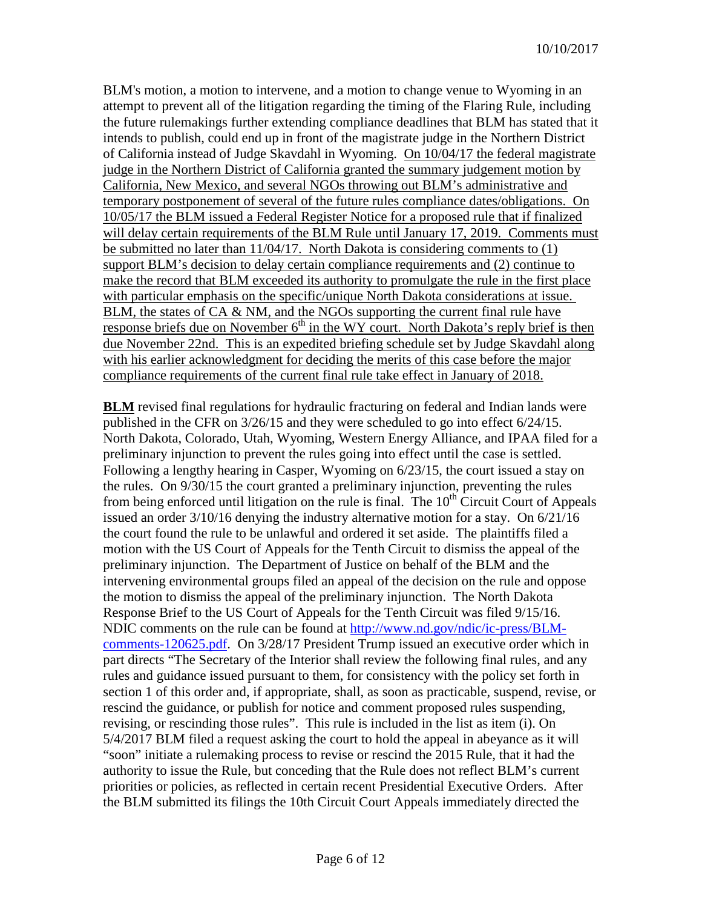BLM's motion, a motion to intervene, and a motion to change venue to Wyoming in an attempt to prevent all of the litigation regarding the timing of the Flaring Rule, including the future rulemakings further extending compliance deadlines that BLM has stated that it intends to publish, could end up in front of the magistrate judge in the Northern District of California instead of Judge Skavdahl in Wyoming. <u>On 10/04/17 the federal magistrate judge in the Northern District of California granted the summary judgement motion by California, New Mexico, and several NGOs throwing out BLM's administrative and temporary postponement of several of the future rules compliance dates/obligations. On 10/05/17 the BLM issued a Federal Register Notice for a proposed rule that if finalized will delay certain requirements of the BLM Rule until January 17, 2019. Comments must be submitted no later than 11/04/17. North Dakota is considering comments to (1) support BLM's decision to delay certain compliance requirements and (2) continue to make the record that BLM exceeded its authority to promulgate the rule in the first place with particular emphasis on the specific/unique North Dakota considerations at issue. BLM, the states of CA & NM, and the NGOs supporting the current final rule have response briefs due on November 6th in the WY court. North Dakota's reply brief is then due November 22nd. This is an expedited briefing schedule set by Judge Skavdahl along with his earlier acknowledgment for deciding the merits of this case before the major compliance requirements of the current final rule take effect in January of 2018.</u>

**BLM** revised final regulations for hydraulic fracturing on federal and Indian lands were published in the CFR on 3/26/15 and they were scheduled to go into effect 6/24/15. North Dakota, Colorado, Utah, Wyoming, Western Energy Alliance, and IPAA filed for a preliminary injunction to prevent the rules going into effect until the case is settled. Following a lengthy hearing in Casper, Wyoming on 6/23/15, the court issued a stay on the rules. On 9/30/15 the court granted a preliminary injunction, preventing the rules from being enforced until litigation on the rule is final. The 10th Circuit Court of Appeals issued an order 3/10/16 denying the industry alternative motion for a stay. On 6/21/16 the court found the rule to be unlawful and ordered it set aside. The plaintiffs filed a motion with the US Court of Appeals for the Tenth Circuit to dismiss the appeal of the preliminary injunction. The Department of Justice on behalf of the BLM and the intervening environmental groups filed an appeal of the decision on the rule and oppose the motion to dismiss the appeal of the preliminary injunction. The North Dakota Response Brief to the US Court of Appeals for the Tenth Circuit was filed 9/15/16. NDIC comments on the rule can be found at [http://www.nd.gov/ndic/ic-press/BLM-comments-120625.pdf](http://www.nd.gov/ndic/ic-press/BLM-comments-120625.pdf). On 3/28/17 President Trump issued an executive order which in part directs "The Secretary of the Interior shall review the following final rules, and any rules and guidance issued pursuant to them, for consistency with the policy set forth in section 1 of this order and, if appropriate, shall, as soon as practicable, suspend, revise, or rescind the guidance, or publish for notice and comment proposed rules suspending, revising, or rescinding those rules". This rule is included in the list as item (i). On 5/4/2017 BLM filed a request asking the court to hold the appeal in abeyance as it will "soon" initiate a rulemaking process to revise or rescind the 2015 Rule, that it had the authority to issue the Rule, but conceding that the Rule does not reflect BLM's current priorities or policies, as reflected in certain recent Presidential Executive Orders. After the BLM submitted its filings the 10th Circuit Court Appeals immediately directed the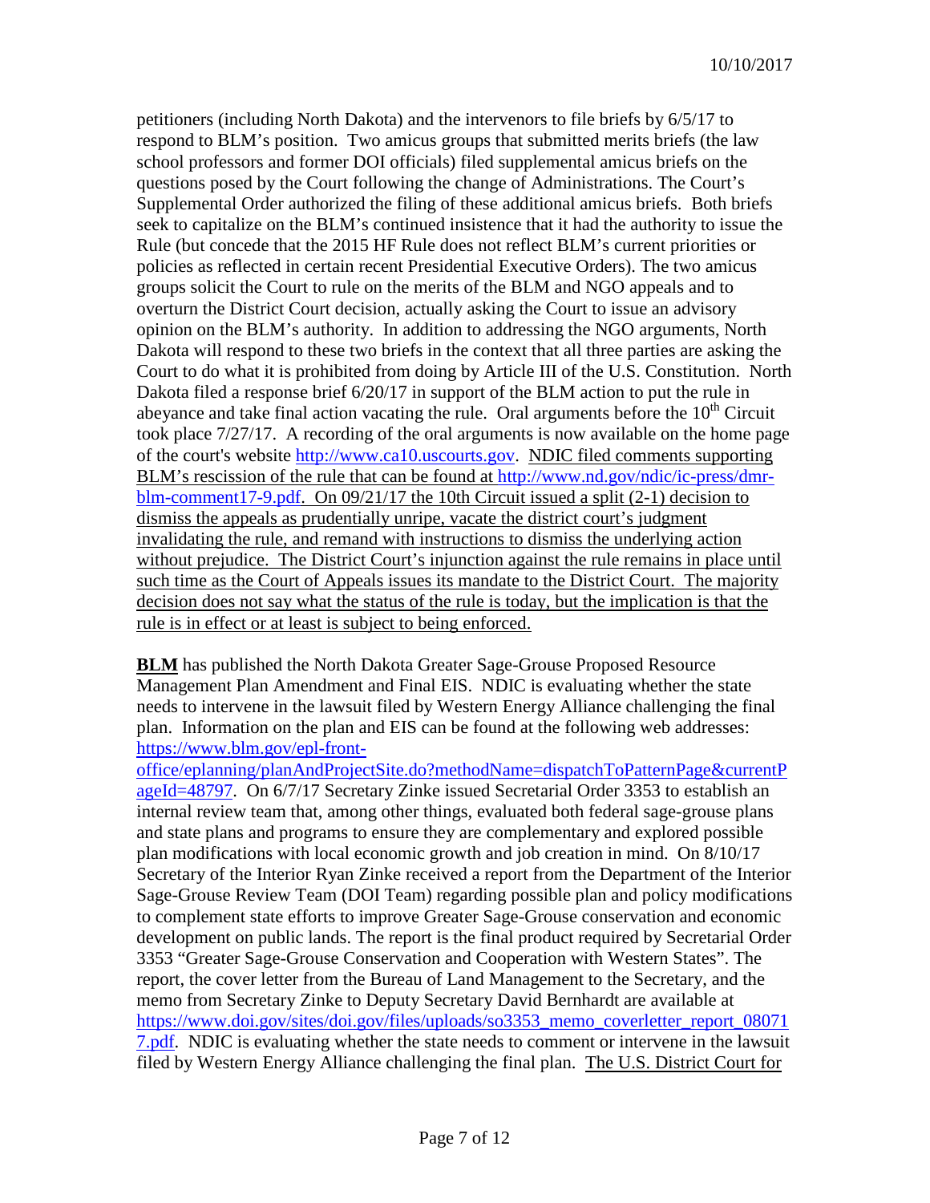petitioners (including North Dakota) and the intervenors to file briefs by 6/5/17 to respond to BLM's position. Two amicus groups that submitted merits briefs (the law school professors and former DOI officials) filed supplemental amicus briefs on the questions posed by the Court following the change of Administrations. The Court's Supplemental Order authorized the filing of these additional amicus briefs. Both briefs seek to capitalize on the BLM's continued insistence that it had the authority to issue the Rule (but concede that the 2015 HF Rule does not reflect BLM's current priorities or policies as reflected in certain recent Presidential Executive Orders). The two amicus groups solicit the Court to rule on the merits of the BLM and NGO appeals and to overturn the District Court decision, actually asking the Court to issue an advisory opinion on the BLM's authority. In addition to addressing the NGO arguments, North Dakota will respond to these two briefs in the context that all three parties are asking the Court to do what it is prohibited from doing by Article III of the U.S. Constitution. North Dakota filed a response brief 6/20/17 in support of the BLM action to put the rule in abeyance and take final action vacating the rule. Oral arguments before the 10th Circuit took place 7/27/17. A recording of the oral arguments is now available on the home page of the court's website http://www.ca10.uscourts.gov. NDIC filed comments supporting BLM's rescission of the rule that can be found at http://www.nd.gov/ndic/ic-press/dmr-blm-comment17-9.pdf. On 09/21/17 the 10th Circuit issued a split (2-1) decision to dismiss the appeals as prudentially unripe, vacate the district court's judgment invalidating the rule, and remand with instructions to dismiss the underlying action without prejudice. The District Court's injunction against the rule remains in place until such time as the Court of Appeals issues its mandate to the District Court. The majority decision does not say what the status of the rule is today, but the implication is that the rule is in effect or at least is subject to being enforced.

**BLM** has published the North Dakota Greater Sage-Grouse Proposed Resource Management Plan Amendment and Final EIS. NDIC is evaluating whether the state needs to intervene in the lawsuit filed by Western Energy Alliance challenging the final plan. Information on the plan and EIS can be found at the following web addresses: https://www.blm.gov/epl-front-office/eplanning/planAndProjectSite.do?methodName=dispatchToPatternPage&currentPageId=48797. On 6/7/17 Secretary Zinke issued Secretarial Order 3353 to establish an internal review team that, among other things, evaluated both federal sage-grouse plans and state plans and programs to ensure they are complementary and explored possible plan modifications with local economic growth and job creation in mind. On 8/10/17 Secretary of the Interior Ryan Zinke received a report from the Department of the Interior Sage-Grouse Review Team (DOI Team) regarding possible plan and policy modifications to complement state efforts to improve Greater Sage-Grouse conservation and economic development on public lands. The report is the final product required by Secretarial Order 3353 "Greater Sage-Grouse Conservation and Cooperation with Western States". The report, the cover letter from the Bureau of Land Management to the Secretary, and the memo from Secretary Zinke to Deputy Secretary David Bernhardt are available at https://www.doi.gov/sites/doi.gov/files/uploads/so3353_memo_coverletter_report_080717.pdf. NDIC is evaluating whether the state needs to comment or intervene in the lawsuit filed by Western Energy Alliance challenging the final plan. The U.S. District Court for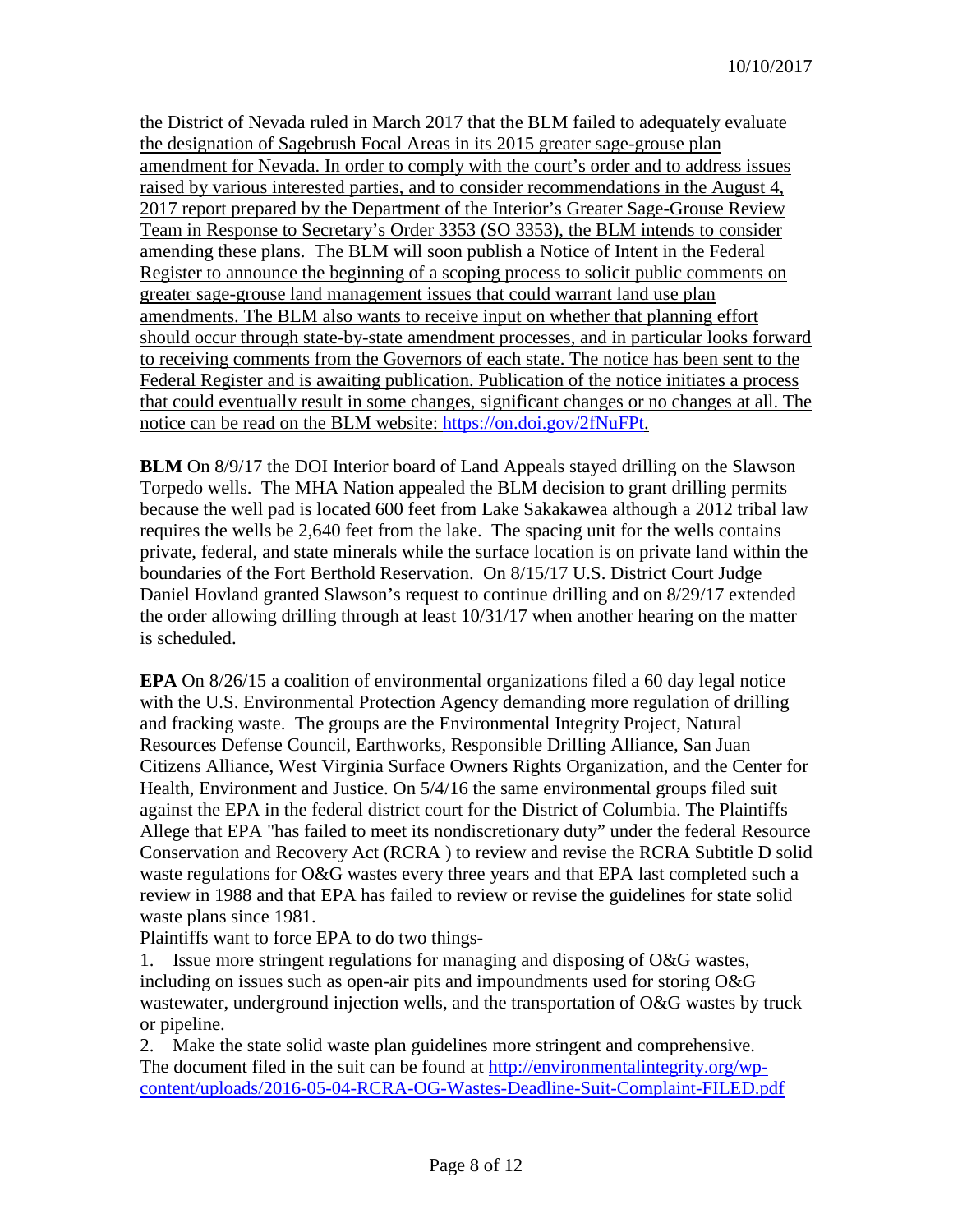the District of Nevada ruled in March 2017 that the BLM failed to adequately evaluate the designation of Sagebrush Focal Areas in its 2015 greater sage-grouse plan amendment for Nevada. In order to comply with the court's order and to address issues raised by various interested parties, and to consider recommendations in the August 4, 2017 report prepared by the Department of the Interior's Greater Sage-Grouse Review Team in Response to Secretary's Order 3353 (SO 3353), the BLM intends to consider amending these plans. The BLM will soon publish a Notice of Intent in the Federal Register to announce the beginning of a scoping process to solicit public comments on greater sage-grouse land management issues that could warrant land use plan amendments. The BLM also wants to receive input on whether that planning effort should occur through state-by-state amendment processes, and in particular looks forward to receiving comments from the Governors of each state. The notice has been sent to the Federal Register and is awaiting publication. Publication of the notice initiates a process that could eventually result in some changes, significant changes or no changes at all. The notice can be read on the BLM website: https://on.doi.gov/2fNuFPt.

**BLM** On 8/9/17 the DOI Interior board of Land Appeals stayed drilling on the Slawson Torpedo wells. The MHA Nation appealed the BLM decision to grant drilling permits because the well pad is located 600 feet from Lake Sakakawea although a 2012 tribal law requires the wells be 2,640 feet from the lake. The spacing unit for the wells contains private, federal, and state minerals while the surface location is on private land within the boundaries of the Fort Berthold Reservation. On 8/15/17 U.S. District Court Judge Daniel Hovland granted Slawson's request to continue drilling and on 8/29/17 extended the order allowing drilling through at least 10/31/17 when another hearing on the matter is scheduled.

**EPA** On 8/26/15 a coalition of environmental organizations filed a 60 day legal notice with the U.S. Environmental Protection Agency demanding more regulation of drilling and fracking waste. The groups are the Environmental Integrity Project, Natural Resources Defense Council, Earthworks, Responsible Drilling Alliance, San Juan Citizens Alliance, West Virginia Surface Owners Rights Organization, and the Center for Health, Environment and Justice. On 5/4/16 the same environmental groups filed suit against the EPA in the federal district court for the District of Columbia. The Plaintiffs Allege that EPA "has failed to meet its nondiscretionary duty" under the federal Resource Conservation and Recovery Act (RCRA ) to review and revise the RCRA Subtitle D solid waste regulations for O&G wastes every three years and that EPA last completed such a review in 1988 and that EPA has failed to review or revise the guidelines for state solid waste plans since 1981.

Plaintiffs want to force EPA to do two things-

1. Issue more stringent regulations for managing and disposing of O&G wastes, including on issues such as open-air pits and impoundments used for storing O&G wastewater, underground injection wells, and the transportation of O&G wastes by truck or pipeline.
2. Make the state solid waste plan guidelines more stringent and comprehensive.

The document filed in the suit can be found at http://environmentalintegrity.org/wp-content/uploads/2016-05-04-RCRA-OG-Wastes-Deadline-Suit-Complaint-FILED.pdf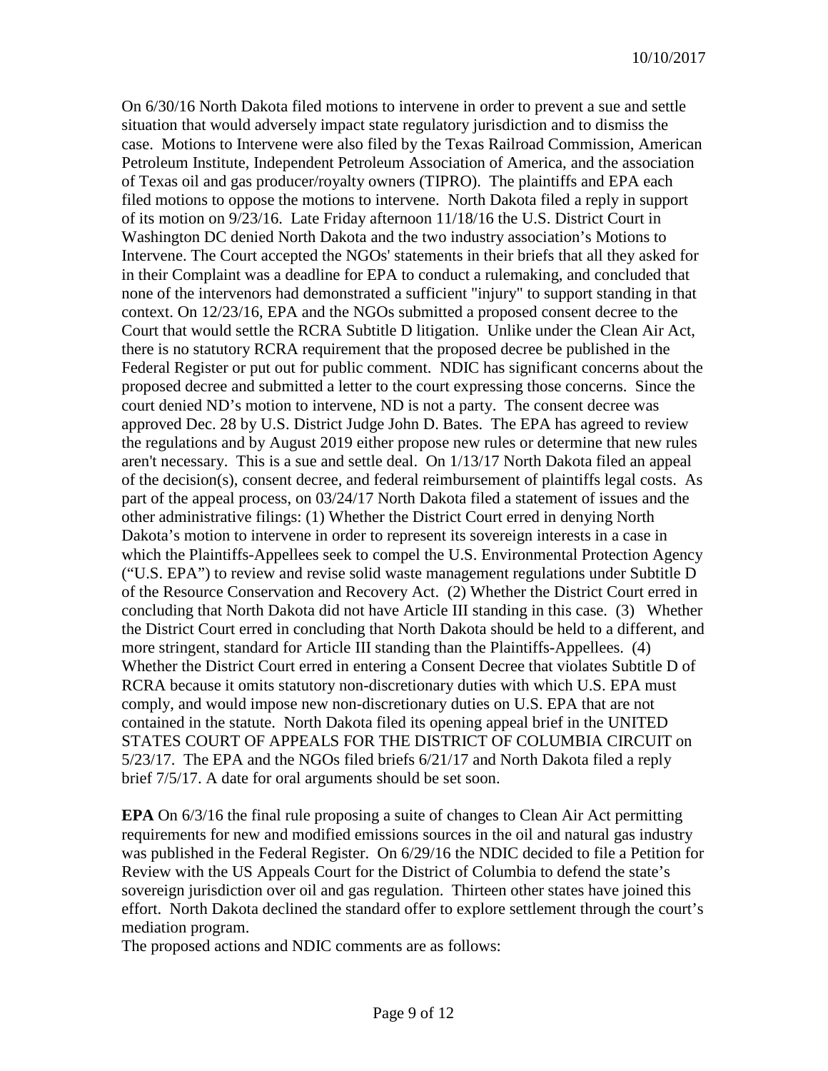On 6/30/16 North Dakota filed motions to intervene in order to prevent a sue and settle situation that would adversely impact state regulatory jurisdiction and to dismiss the case. Motions to Intervene were also filed by the Texas Railroad Commission, American Petroleum Institute, Independent Petroleum Association of America, and the association of Texas oil and gas producer/royalty owners (TIPRO). The plaintiffs and EPA each filed motions to oppose the motions to intervene. North Dakota filed a reply in support of its motion on 9/23/16. Late Friday afternoon 11/18/16 the U.S. District Court in Washington DC denied North Dakota and the two industry association's Motions to Intervene. The Court accepted the NGOs' statements in their briefs that all they asked for in their Complaint was a deadline for EPA to conduct a rulemaking, and concluded that none of the intervenors had demonstrated a sufficient "injury" to support standing in that context. On 12/23/16, EPA and the NGOs submitted a proposed consent decree to the Court that would settle the RCRA Subtitle D litigation. Unlike under the Clean Air Act, there is no statutory RCRA requirement that the proposed decree be published in the Federal Register or put out for public comment. NDIC has significant concerns about the proposed decree and submitted a letter to the court expressing those concerns. Since the court denied ND's motion to intervene, ND is not a party. The consent decree was approved Dec. 28 by U.S. District Judge John D. Bates. The EPA has agreed to review the regulations and by August 2019 either propose new rules or determine that new rules aren't necessary. This is a sue and settle deal. On 1/13/17 North Dakota filed an appeal of the decision(s), consent decree, and federal reimbursement of plaintiffs legal costs. As part of the appeal process, on 03/24/17 North Dakota filed a statement of issues and the other administrative filings: (1) Whether the District Court erred in denying North Dakota's motion to intervene in order to represent its sovereign interests in a case in which the Plaintiffs-Appellees seek to compel the U.S. Environmental Protection Agency ("U.S. EPA") to review and revise solid waste management regulations under Subtitle D of the Resource Conservation and Recovery Act. (2) Whether the District Court erred in concluding that North Dakota did not have Article III standing in this case. (3) Whether the District Court erred in concluding that North Dakota should be held to a different, and more stringent, standard for Article III standing than the Plaintiffs-Appellees. (4) Whether the District Court erred in entering a Consent Decree that violates Subtitle D of RCRA because it omits statutory non-discretionary duties with which U.S. EPA must comply, and would impose new non-discretionary duties on U.S. EPA that are not contained in the statute. North Dakota filed its opening appeal brief in the UNITED STATES COURT OF APPEALS FOR THE DISTRICT OF COLUMBIA CIRCUIT on 5/23/17. The EPA and the NGOs filed briefs 6/21/17 and North Dakota filed a reply brief 7/5/17. A date for oral arguments should be set soon.

**EPA** On 6/3/16 the final rule proposing a suite of changes to Clean Air Act permitting requirements for new and modified emissions sources in the oil and natural gas industry was published in the Federal Register. On 6/29/16 the NDIC decided to file a Petition for Review with the US Appeals Court for the District of Columbia to defend the state's sovereign jurisdiction over oil and gas regulation. Thirteen other states have joined this effort. North Dakota declined the standard offer to explore settlement through the court's mediation program.

The proposed actions and NDIC comments are as follows: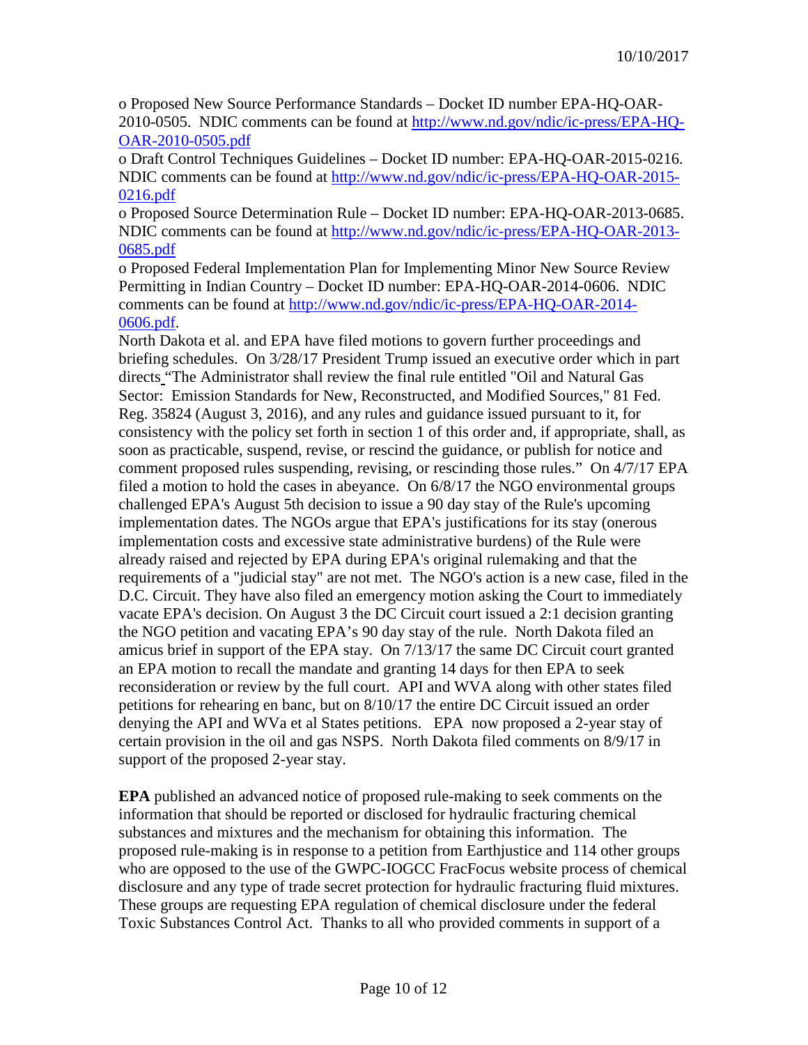o Proposed New Source Performance Standards – Docket ID number EPA-HQ-OAR-2010-0505. NDIC comments can be found at http://www.nd.gov/ndic/ic-press/EPA-HQ-OAR-2010-0505.pdf

o Draft Control Techniques Guidelines – Docket ID number: EPA-HQ-OAR-2015-0216. NDIC comments can be found at http://www.nd.gov/ndic/ic-press/EPA-HQ-OAR-2015-0216.pdf

o Proposed Source Determination Rule – Docket ID number: EPA-HQ-OAR-2013-0685. NDIC comments can be found at http://www.nd.gov/ndic/ic-press/EPA-HQ-OAR-2013-0685.pdf

o Proposed Federal Implementation Plan for Implementing Minor New Source Review Permitting in Indian Country – Docket ID number: EPA-HQ-OAR-2014-0606. NDIC comments can be found at http://www.nd.gov/ndic/ic-press/EPA-HQ-OAR-2014-0606.pdf.

North Dakota et al. and EPA have filed motions to govern further proceedings and briefing schedules. On 3/28/17 President Trump issued an executive order which in part directs "The Administrator shall review the final rule entitled "Oil and Natural Gas Sector: Emission Standards for New, Reconstructed, and Modified Sources," 81 Fed. Reg. 35824 (August 3, 2016), and any rules and guidance issued pursuant to it, for consistency with the policy set forth in section 1 of this order and, if appropriate, shall, as soon as practicable, suspend, revise, or rescind the guidance, or publish for notice and comment proposed rules suspending, revising, or rescinding those rules." On 4/7/17 EPA filed a motion to hold the cases in abeyance. On 6/8/17 the NGO environmental groups challenged EPA's August 5th decision to issue a 90 day stay of the Rule's upcoming implementation dates. The NGOs argue that EPA's justifications for its stay (onerous implementation costs and excessive state administrative burdens) of the Rule were already raised and rejected by EPA during EPA's original rulemaking and that the requirements of a "judicial stay" are not met. The NGO's action is a new case, filed in the D.C. Circuit. They have also filed an emergency motion asking the Court to immediately vacate EPA's decision. On August 3 the DC Circuit court issued a 2:1 decision granting the NGO petition and vacating EPA's 90 day stay of the rule. North Dakota filed an amicus brief in support of the EPA stay. On 7/13/17 the same DC Circuit court granted an EPA motion to recall the mandate and granting 14 days for then EPA to seek reconsideration or review by the full court. API and WVA along with other states filed petitions for rehearing en banc, but on 8/10/17 the entire DC Circuit issued an order denying the API and WVa et al States petitions. EPA now proposed a 2-year stay of certain provision in the oil and gas NSPS. North Dakota filed comments on 8/9/17 in support of the proposed 2-year stay.

**EPA** published an advanced notice of proposed rule-making to seek comments on the information that should be reported or disclosed for hydraulic fracturing chemical substances and mixtures and the mechanism for obtaining this information. The proposed rule-making is in response to a petition from Earthjustice and 114 other groups who are opposed to the use of the GWPC-IOGCC FracFocus website process of chemical disclosure and any type of trade secret protection for hydraulic fracturing fluid mixtures. These groups are requesting EPA regulation of chemical disclosure under the federal Toxic Substances Control Act. Thanks to all who provided comments in support of a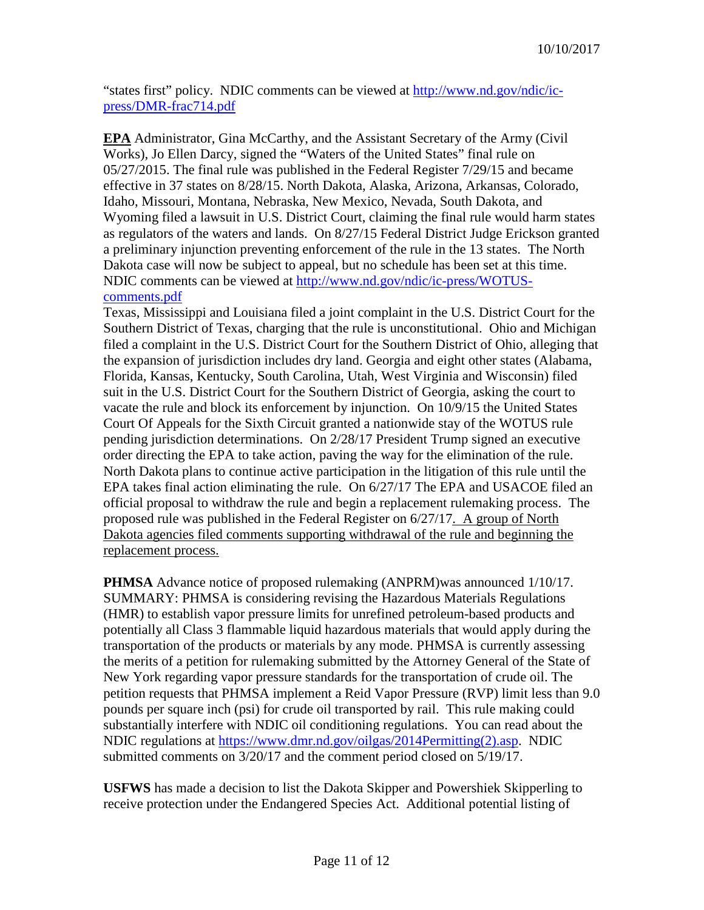"states first" policy. NDIC comments can be viewed at [http://www.nd.gov/ndic/ic-press/DMR-frac714.pdf](http://www.nd.gov/ndic/ic-press/DMR-frac714.pdf)

**EPA** Administrator, Gina McCarthy, and the Assistant Secretary of the Army (Civil Works), Jo Ellen Darcy, signed the "Waters of the United States" final rule on 05/27/2015. The final rule was published in the Federal Register 7/29/15 and became effective in 37 states on 8/28/15. North Dakota, Alaska, Arizona, Arkansas, Colorado, Idaho, Missouri, Montana, Nebraska, New Mexico, Nevada, South Dakota, and Wyoming filed a lawsuit in U.S. District Court, claiming the final rule would harm states as regulators of the waters and lands. On 8/27/15 Federal District Judge Erickson granted a preliminary injunction preventing enforcement of the rule in the 13 states. The North Dakota case will now be subject to appeal, but no schedule has been set at this time. NDIC comments can be viewed at [http://www.nd.gov/ndic/ic-press/WOTUS-comments.pdf](http://www.nd.gov/ndic/ic-press/WOTUS-comments.pdf)

Texas, Mississippi and Louisiana filed a joint complaint in the U.S. District Court for the Southern District of Texas, charging that the rule is unconstitutional. Ohio and Michigan filed a complaint in the U.S. District Court for the Southern District of Ohio, alleging that the expansion of jurisdiction includes dry land. Georgia and eight other states (Alabama, Florida, Kansas, Kentucky, South Carolina, Utah, West Virginia and Wisconsin) filed suit in the U.S. District Court for the Southern District of Georgia, asking the court to vacate the rule and block its enforcement by injunction. On 10/9/15 the United States Court Of Appeals for the Sixth Circuit granted a nationwide stay of the WOTUS rule pending jurisdiction determinations. On 2/28/17 President Trump signed an executive order directing the EPA to take action, paving the way for the elimination of the rule. North Dakota plans to continue active participation in the litigation of this rule until the EPA takes final action eliminating the rule. On 6/27/17 The EPA and USACOE filed an official proposal to withdraw the rule and begin a replacement rulemaking process. The proposed rule was published in the Federal Register on 6/27/17. A group of North Dakota agencies filed comments supporting withdrawal of the rule and beginning the replacement process.

**PHMSA** Advance notice of proposed rulemaking (ANPRM)was announced 1/10/17. SUMMARY: PHMSA is considering revising the Hazardous Materials Regulations (HMR) to establish vapor pressure limits for unrefined petroleum-based products and potentially all Class 3 flammable liquid hazardous materials that would apply during the transportation of the products or materials by any mode. PHMSA is currently assessing the merits of a petition for rulemaking submitted by the Attorney General of the State of New York regarding vapor pressure standards for the transportation of crude oil. The petition requests that PHMSA implement a Reid Vapor Pressure (RVP) limit less than 9.0 pounds per square inch (psi) for crude oil transported by rail. This rule making could substantially interfere with NDIC oil conditioning regulations. You can read about the NDIC regulations at [https://www.dmr.nd.gov/oilgas/2014Permitting(2).asp](https://www.dmr.nd.gov/oilgas/2014Permitting(2).asp). NDIC submitted comments on 3/20/17 and the comment period closed on 5/19/17.

**USFWS** has made a decision to list the Dakota Skipper and Powershiek Skipperling to receive protection under the Endangered Species Act. Additional potential listing of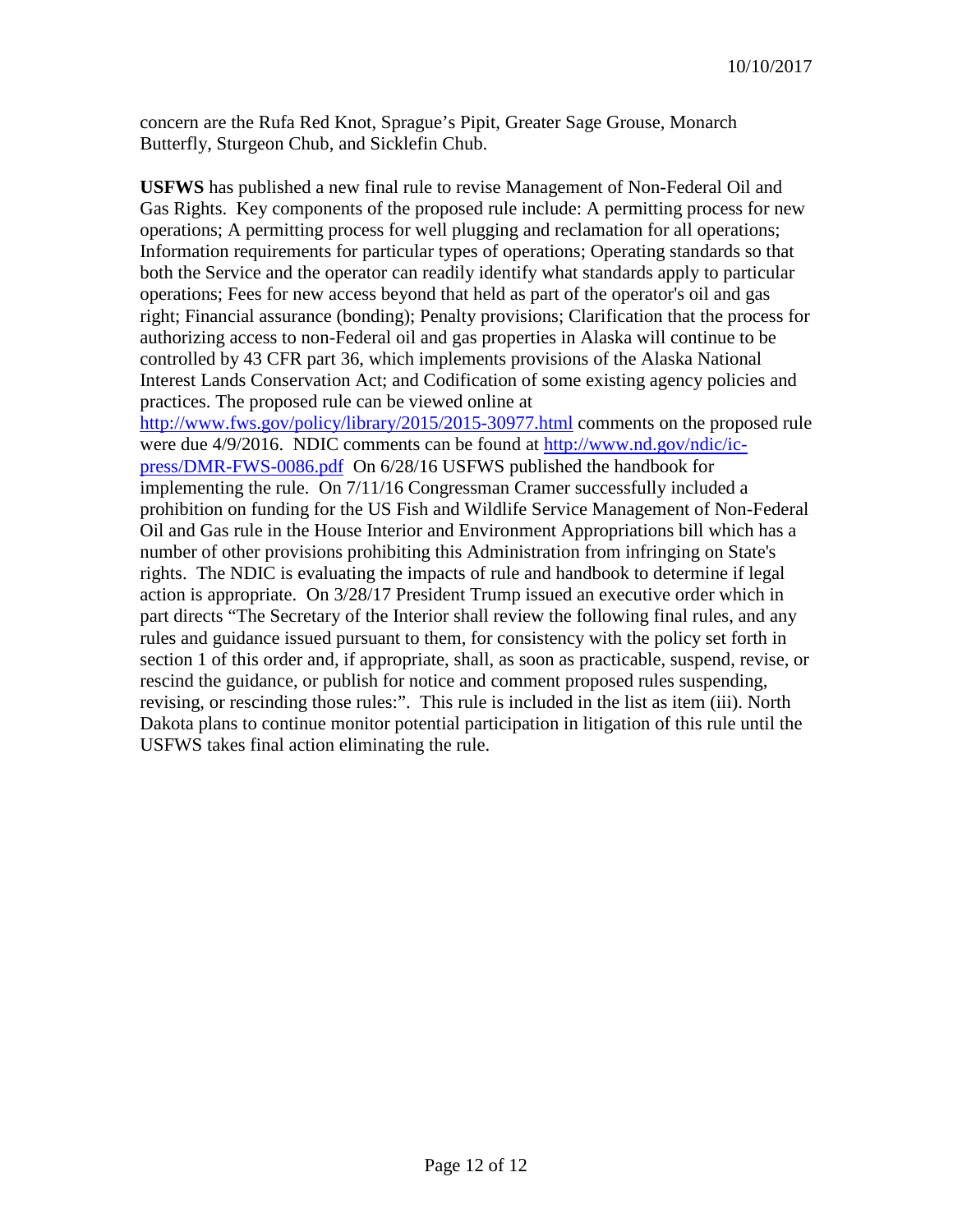concern are the Rufa Red Knot, Sprague's Pipit, Greater Sage Grouse, Monarch Butterfly, Sturgeon Chub, and Sicklefin Chub.

**USFWS** has published a new final rule to revise Management of Non-Federal Oil and Gas Rights. Key components of the proposed rule include: A permitting process for new operations; A permitting process for well plugging and reclamation for all operations; Information requirements for particular types of operations; Operating standards so that both the Service and the operator can readily identify what standards apply to particular operations; Fees for new access beyond that held as part of the operator's oil and gas right; Financial assurance (bonding); Penalty provisions; Clarification that the process for authorizing access to non-Federal oil and gas properties in Alaska will continue to be controlled by 43 CFR part 36, which implements provisions of the Alaska National Interest Lands Conservation Act; and Codification of some existing agency policies and practices. The proposed rule can be viewed online at http://www.fws.gov/policy/library/2015/2015-30977.html comments on the proposed rule were due 4/9/2016. NDIC comments can be found at http://www.nd.gov/ndic/ic-press/DMR-FWS-0086.pdf On 6/28/16 USFWS published the handbook for implementing the rule. On 7/11/16 Congressman Cramer successfully included a prohibition on funding for the US Fish and Wildlife Service Management of Non-Federal Oil and Gas rule in the House Interior and Environment Appropriations bill which has a number of other provisions prohibiting this Administration from infringing on State's rights. The NDIC is evaluating the impacts of rule and handbook to determine if legal action is appropriate. On 3/28/17 President Trump issued an executive order which in part directs "The Secretary of the Interior shall review the following final rules, and any rules and guidance issued pursuant to them, for consistency with the policy set forth in section 1 of this order and, if appropriate, shall, as soon as practicable, suspend, revise, or rescind the guidance, or publish for notice and comment proposed rules suspending, revising, or rescinding those rules:". This rule is included in the list as item (iii). North Dakota plans to continue monitor potential participation in litigation of this rule until the USFWS takes final action eliminating the rule.